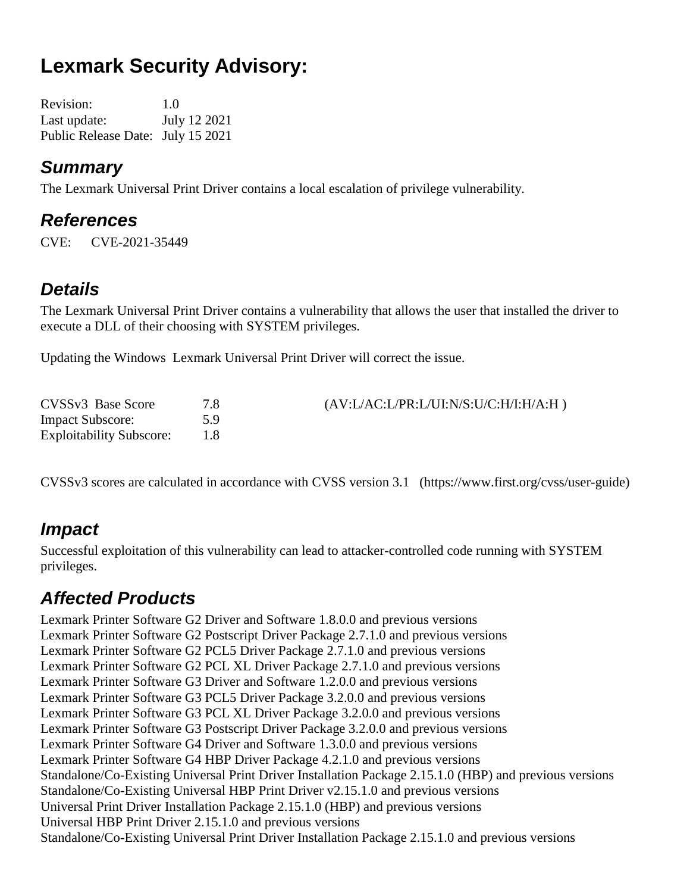# Lexmark Security Advisory:

Revision: 1.0
Last update: July 12 2021
Public Release Date: July 15 2021

## Summary

The Lexmark Universal Print Driver contains a local escalation of privilege vulnerability.

## References

CVE: CVE-2021-35449

## Details

The Lexmark Universal Print Driver contains a vulnerability that allows the user that installed the driver to execute a DLL of their choosing with SYSTEM privileges.

Updating the Windows Lexmark Universal Print Driver will correct the issue.

| | | |
|---|---|---|
| CVSSv3 Base Score | 7.8 | (AV:L/AC:L/PR:L/UI:N/S:U/C:H/I:H/A:H ) |
| Impact Subscore: | 5.9 | |
| Exploitability Subscore: | 1.8 | |

CVSSv3 scores are calculated in accordance with CVSS version 3.1 (https://www.first.org/cvss/user-guide)

## Impact

Successful exploitation of this vulnerability can lead to attacker-controlled code running with SYSTEM privileges.

## Affected Products

Lexmark Printer Software G2 Driver and Software 1.8.0.0 and previous versions
Lexmark Printer Software G2 Postscript Driver Package 2.7.1.0 and previous versions
Lexmark Printer Software G2 PCL5 Driver Package 2.7.1.0 and previous versions
Lexmark Printer Software G2 PCL XL Driver Package 2.7.1.0 and previous versions
Lexmark Printer Software G3 Driver and Software 1.2.0.0 and previous versions
Lexmark Printer Software G3 PCL5 Driver Package 3.2.0.0 and previous versions
Lexmark Printer Software G3 PCL XL Driver Package 3.2.0.0 and previous versions
Lexmark Printer Software G3 Postscript Driver Package 3.2.0.0 and previous versions
Lexmark Printer Software G4 Driver and Software 1.3.0.0 and previous versions
Lexmark Printer Software G4 HBP Driver Package 4.2.1.0 and previous versions
Standalone/Co-Existing Universal Print Driver Installation Package 2.15.1.0 (HBP) and previous versions
Standalone/Co-Existing Universal HBP Print Driver v2.15.1.0 and previous versions
Universal Print Driver Installation Package 2.15.1.0 (HBP) and previous versions
Universal HBP Print Driver 2.15.1.0 and previous versions
Standalone/Co-Existing Universal Print Driver Installation Package 2.15.1.0 and previous versions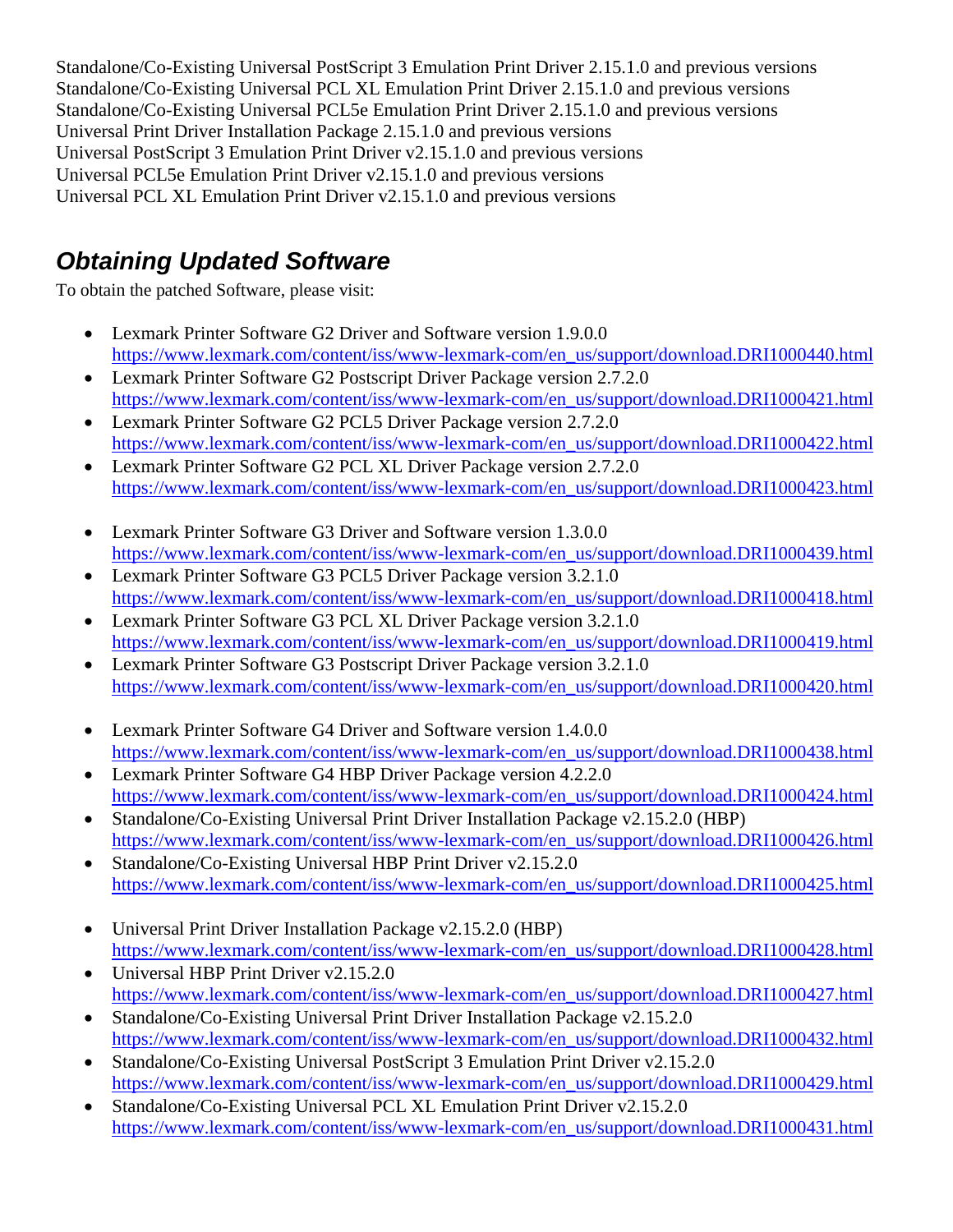Standalone/Co-Existing Universal PostScript 3 Emulation Print Driver 2.15.1.0 and previous versions
Standalone/Co-Existing Universal PCL XL Emulation Print Driver 2.15.1.0 and previous versions
Standalone/Co-Existing Universal PCL5e Emulation Print Driver 2.15.1.0 and previous versions
Universal Print Driver Installation Package 2.15.1.0 and previous versions
Universal PostScript 3 Emulation Print Driver v2.15.1.0 and previous versions
Universal PCL5e Emulation Print Driver v2.15.1.0 and previous versions
Universal PCL XL Emulation Print Driver v2.15.1.0 and previous versions

## *Obtaining Updated Software*

To obtain the patched Software, please visit:

- Lexmark Printer Software G2 Driver and Software version 1.9.0.0
  https://www.lexmark.com/content/iss/www-lexmark-com/en_us/support/download.DRI1000440.html
- Lexmark Printer Software G2 Postscript Driver Package version 2.7.2.0
  https://www.lexmark.com/content/iss/www-lexmark-com/en_us/support/download.DRI1000421.html
- Lexmark Printer Software G2 PCL5 Driver Package version 2.7.2.0
  https://www.lexmark.com/content/iss/www-lexmark-com/en_us/support/download.DRI1000422.html
- Lexmark Printer Software G2 PCL XL Driver Package version 2.7.2.0
  https://www.lexmark.com/content/iss/www-lexmark-com/en_us/support/download.DRI1000423.html

- Lexmark Printer Software G3 Driver and Software version 1.3.0.0
  https://www.lexmark.com/content/iss/www-lexmark-com/en_us/support/download.DRI1000439.html
- Lexmark Printer Software G3 PCL5 Driver Package version 3.2.1.0
  https://www.lexmark.com/content/iss/www-lexmark-com/en_us/support/download.DRI1000418.html
- Lexmark Printer Software G3 PCL XL Driver Package version 3.2.1.0
  https://www.lexmark.com/content/iss/www-lexmark-com/en_us/support/download.DRI1000419.html
- Lexmark Printer Software G3 Postscript Driver Package version 3.2.1.0
  https://www.lexmark.com/content/iss/www-lexmark-com/en_us/support/download.DRI1000420.html

- Lexmark Printer Software G4 Driver and Software version 1.4.0.0
  https://www.lexmark.com/content/iss/www-lexmark-com/en_us/support/download.DRI1000438.html
- Lexmark Printer Software G4 HBP Driver Package version 4.2.2.0
  https://www.lexmark.com/content/iss/www-lexmark-com/en_us/support/download.DRI1000424.html
- Standalone/Co-Existing Universal Print Driver Installation Package v2.15.2.0 (HBP)
  https://www.lexmark.com/content/iss/www-lexmark-com/en_us/support/download.DRI1000426.html
- Standalone/Co-Existing Universal HBP Print Driver v2.15.2.0
  https://www.lexmark.com/content/iss/www-lexmark-com/en_us/support/download.DRI1000425.html

- Universal Print Driver Installation Package v2.15.2.0 (HBP)
  https://www.lexmark.com/content/iss/www-lexmark-com/en_us/support/download.DRI1000428.html
- Universal HBP Print Driver v2.15.2.0
  https://www.lexmark.com/content/iss/www-lexmark-com/en_us/support/download.DRI1000427.html
- Standalone/Co-Existing Universal Print Driver Installation Package v2.15.2.0
  https://www.lexmark.com/content/iss/www-lexmark-com/en_us/support/download.DRI1000432.html
- Standalone/Co-Existing Universal PostScript 3 Emulation Print Driver v2.15.2.0
  https://www.lexmark.com/content/iss/www-lexmark-com/en_us/support/download.DRI1000429.html
- Standalone/Co-Existing Universal PCL XL Emulation Print Driver v2.15.2.0
  https://www.lexmark.com/content/iss/www-lexmark-com/en_us/support/download.DRI1000431.html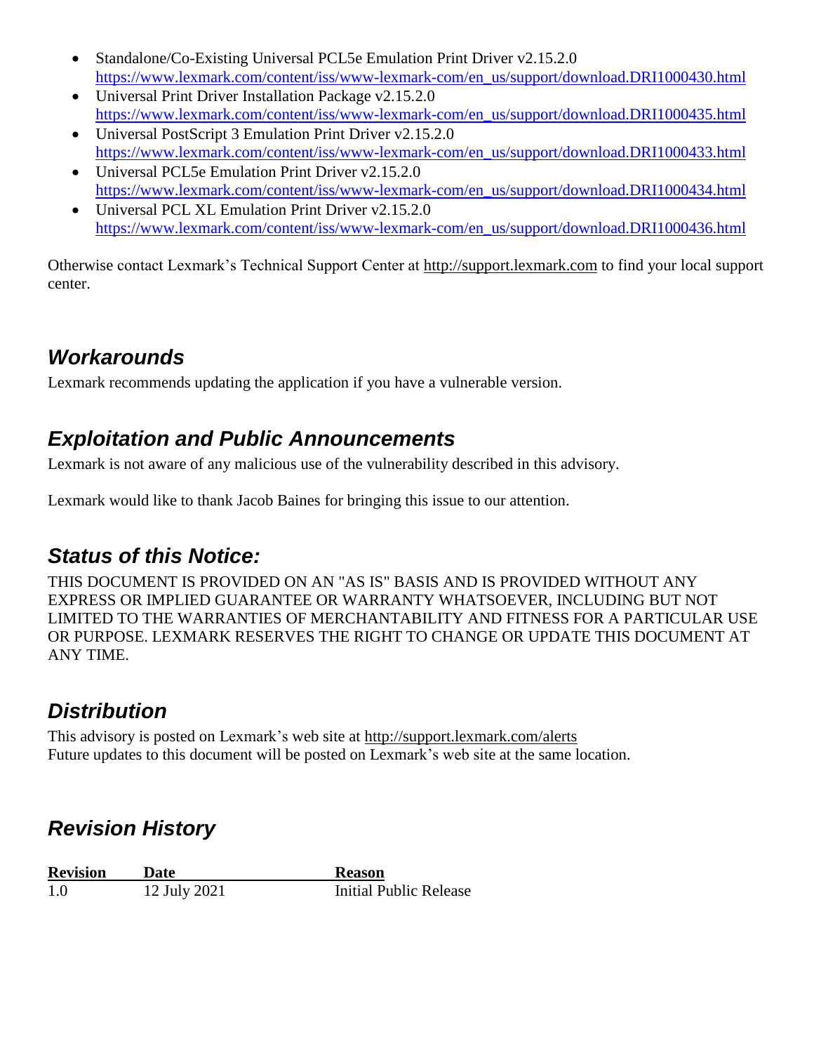- Standalone/Co-Existing Universal PCL5e Emulation Print Driver v2.15.2.0
  https://www.lexmark.com/content/iss/www-lexmark-com/en_us/support/download.DRI1000430.html
- Universal Print Driver Installation Package v2.15.2.0
  https://www.lexmark.com/content/iss/www-lexmark-com/en_us/support/download.DRI1000435.html
- Universal PostScript 3 Emulation Print Driver v2.15.2.0
  https://www.lexmark.com/content/iss/www-lexmark-com/en_us/support/download.DRI1000433.html
- Universal PCL5e Emulation Print Driver v2.15.2.0
  https://www.lexmark.com/content/iss/www-lexmark-com/en_us/support/download.DRI1000434.html
- Universal PCL XL Emulation Print Driver v2.15.2.0
  https://www.lexmark.com/content/iss/www-lexmark-com/en_us/support/download.DRI1000436.html

Otherwise contact Lexmark's Technical Support Center at http://support.lexmark.com to find your local support center.

## Workarounds

Lexmark recommends updating the application if you have a vulnerable version.

## Exploitation and Public Announcements

Lexmark is not aware of any malicious use of the vulnerability described in this advisory.

Lexmark would like to thank Jacob Baines for bringing this issue to our attention.

## Status of this Notice:

THIS DOCUMENT IS PROVIDED ON AN "AS IS" BASIS AND IS PROVIDED WITHOUT ANY EXPRESS OR IMPLIED GUARANTEE OR WARRANTY WHATSOEVER, INCLUDING BUT NOT LIMITED TO THE WARRANTIES OF MERCHANTABILITY AND FITNESS FOR A PARTICULAR USE OR PURPOSE. LEXMARK RESERVES THE RIGHT TO CHANGE OR UPDATE THIS DOCUMENT AT ANY TIME.

## Distribution

This advisory is posted on Lexmark's web site at http://support.lexmark.com/alerts
Future updates to this document will be posted on Lexmark's web site at the same location.

## Revision History

| Revision | Date | Reason |
| --- | --- | --- |
| 1.0 | 12 July 2021 | Initial Public Release |